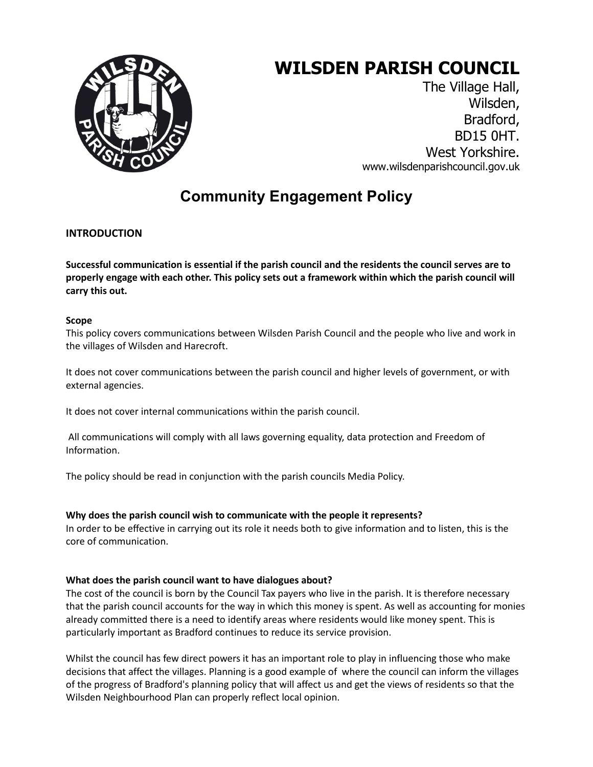# WILSDEN PARISH COUNCIL

The Village Hall,
Wilsden,
Bradford,
BD15 0HT.
West Yorkshire.
www.wilsdenparishcouncil.gov.uk

## Community Engagement Policy

### INTRODUCTION

**Successful communication is essential if the parish council and the residents the council serves are to properly engage with each other. This policy sets out a framework within which the parish council will carry this out.**

**Scope**

This policy covers communications between Wilsden Parish Council and the people who live and work in the villages of Wilsden and Harecroft.

It does not cover communications between the parish council and higher levels of government, or with external agencies.

It does not cover internal communications within the parish council.

All communications will comply with all laws governing equality, data protection and Freedom of Information.

The policy should be read in conjunction with the parish councils Media Policy.

**Why does the parish council wish to communicate with the people it represents?**

In order to be effective in carrying out its role it needs both to give information and to listen, this is the core of communication.

**What does the parish council want to have dialogues about?**

The cost of the council is born by the Council Tax payers who live in the parish. It is therefore necessary that the parish council accounts for the way in which this money is spent. As well as accounting for monies already committed there is a need to identify areas where residents would like money spent. This is particularly important as Bradford continues to reduce its service provision.

Whilst the council has few direct powers it has an important role to play in influencing those who make decisions that affect the villages. Planning is a good example of where the council can inform the villages of the progress of Bradford's planning policy that will affect us and get the views of residents so that the Wilsden Neighbourhood Plan can properly reflect local opinion.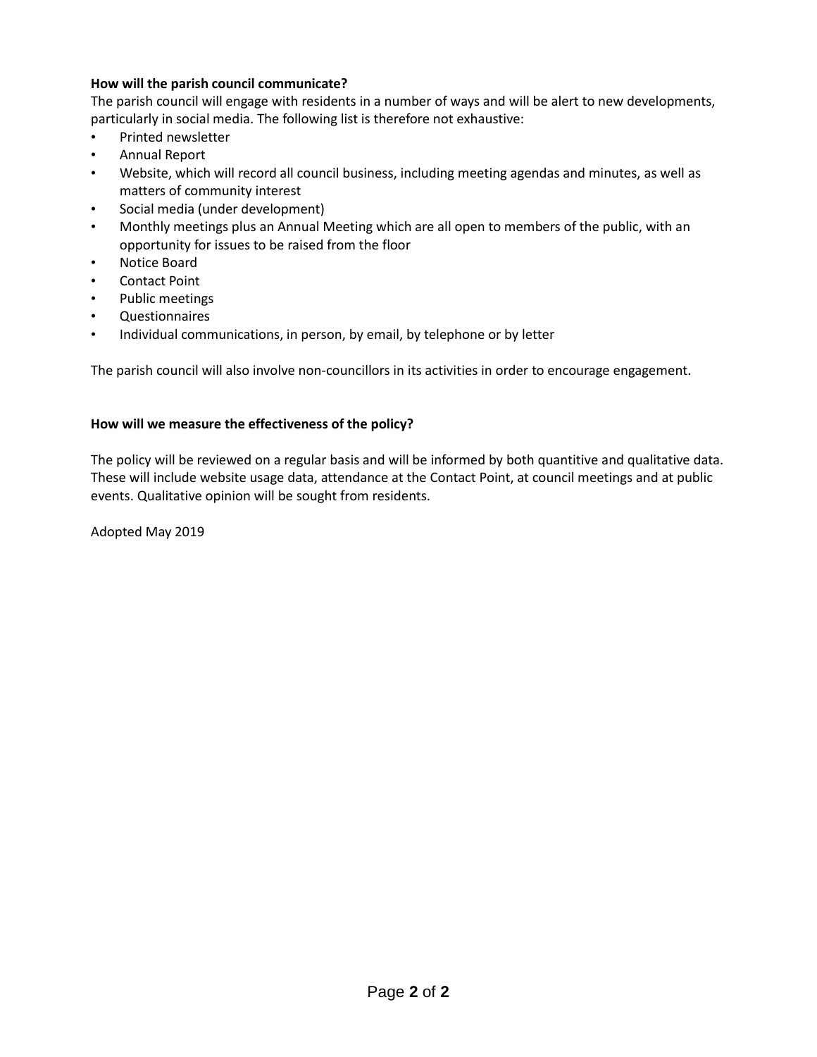**How will the parish council communicate?**

The parish council will engage with residents in a number of ways and will be alert to new developments, particularly in social media. The following list is therefore not exhaustive:

- Printed newsletter
- Annual Report
- Website, which will record all council business, including meeting agendas and minutes, as well as matters of community interest
- Social media (under development)
- Monthly meetings plus an Annual Meeting which are all open to members of the public, with an opportunity for issues to be raised from the floor
- Notice Board
- Contact Point
- Public meetings
- Questionnaires
- Individual communications, in person, by email, by telephone or by letter

The parish council will also involve non-councillors in its activities in order to encourage engagement.

**How will we measure the effectiveness of the policy?**

The policy will be reviewed on a regular basis and will be informed by both quantitive and qualitative data. These will include website usage data, attendance at the Contact Point, at council meetings and at public events. Qualitative opinion will be sought from residents.

Adopted May 2019